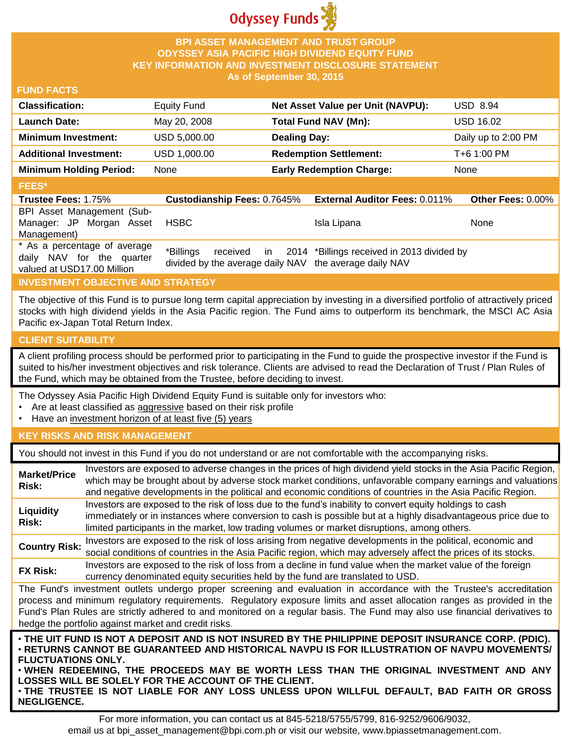Odyssey Funds

# BPI ASSET MANAGEMENT AND TRUST GROUP
# ODYSSEY ASIA PACIFIC HIGH DIVIDEND EQUITY FUND
# KEY INFORMATION AND INVESTMENT DISCLOSURE STATEMENT
**As of September 30, 2015**

## FUND FACTS

| | | | |
|---|---|---|---|
| **Classification:** | Equity Fund | **Net Asset Value per Unit (NAVPU):** | USD 8.94 |
| **Launch Date:** | May 20, 2008 | **Total Fund NAV (Mn):** | USD 16.02 |
| **Minimum Investment:** | USD 5,000.00 | **Dealing Day:** | Daily up to 2:00 PM |
| **Additional Investment:** | USD 1,000.00 | **Redemption Settlement:** | T+6 1:00 PM |
| **Minimum Holding Period:** | None | **Early Redemption Charge:** | None |

## FEES*

| **Trustee Fees:** 1.75% | **Custodianship Fees:** 0.7645% | **External Auditor Fees:** 0.011% | **Other Fees:** 0.00% |
|---|---|---|---|
| BPI Asset Management (Sub-Manager: JP Morgan Asset Management) | HSBC | Isla Lipana | None |
| * As a percentage of average daily NAV for the quarter valued at USD17.00 Million | *Billings received in 2014 divided by the average daily NAV | *Billings received in 2013 divided by the average daily NAV | |

## INVESTMENT OBJECTIVE AND STRATEGY

The objective of this Fund is to pursue long term capital appreciation by investing in a diversified portfolio of attractively priced stocks with high dividend yields in the Asia Pacific region. The Fund aims to outperform its benchmark, the MSCI AC Asia Pacific ex-Japan Total Return Index.

## CLIENT SUITABILITY

A client profiling process should be performed prior to participating in the Fund to guide the prospective investor if the Fund is suited to his/her investment objectives and risk tolerance. Clients are advised to read the Declaration of Trust / Plan Rules of the Fund, which may be obtained from the Trustee, before deciding to invest.

The Odyssey Asia Pacific High Dividend Equity Fund is suitable only for investors who:
- Are at least classified as aggressive based on their risk profile
- Have an investment horizon of at least five (5) years

## KEY RISKS AND RISK MANAGEMENT

You should not invest in this Fund if you do not understand or are not comfortable with the accompanying risks.

| | |
|---|---|
| **Market/Price Risk:** | Investors are exposed to adverse changes in the prices of high dividend yield stocks in the Asia Pacific Region, which may be brought about by adverse stock market conditions, unfavorable company earnings and valuations and negative developments in the political and economic conditions of countries in the Asia Pacific Region. |
| **Liquidity Risk:** | Investors are exposed to the risk of loss due to the fund's inability to convert equity holdings to cash immediately or in instances where conversion to cash is possible but at a highly disadvantageous price due to limited participants in the market, low trading volumes or market disruptions, among others. |
| **Country Risk:** | Investors are exposed to the risk of loss arising from negative developments in the political, economic and social conditions of countries in the Asia Pacific region, which may adversely affect the prices of its stocks. |
| **FX Risk:** | Investors are exposed to the risk of loss from a decline in fund value when the market value of the foreign currency denominated equity securities held by the fund are translated to USD. |

The Fund's investment outlets undergo proper screening and evaluation in accordance with the Trustee's accreditation process and minimum regulatory requirements. Regulatory exposure limits and asset allocation ranges as provided in the Fund's Plan Rules are strictly adhered to and monitored on a regular basis. The Fund may also use financial derivatives to hedge the portfolio against market and credit risks.

- **THE UIT FUND IS NOT A DEPOSIT AND IS NOT INSURED BY THE PHILIPPINE DEPOSIT INSURANCE CORP. (PDIC).**
- **RETURNS CANNOT BE GUARANTEED AND HISTORICAL NAVPU IS FOR ILLUSTRATION OF NAVPU MOVEMENTS/ FLUCTUATIONS ONLY.**
- **WHEN REDEEMING, THE PROCEEDS MAY BE WORTH LESS THAN THE ORIGINAL INVESTMENT AND ANY LOSSES WILL BE SOLELY FOR THE ACCOUNT OF THE CLIENT.**
- **THE TRUSTEE IS NOT LIABLE FOR ANY LOSS UNLESS UPON WILLFUL DEFAULT, BAD FAITH OR GROSS NEGLIGENCE.**

For more information, you can contact us at 845-5218/5755/5799, 816-9252/9606/9032, email us at bpi_asset_management@bpi.com.ph or visit our website, www.bpiassetmanagement.com.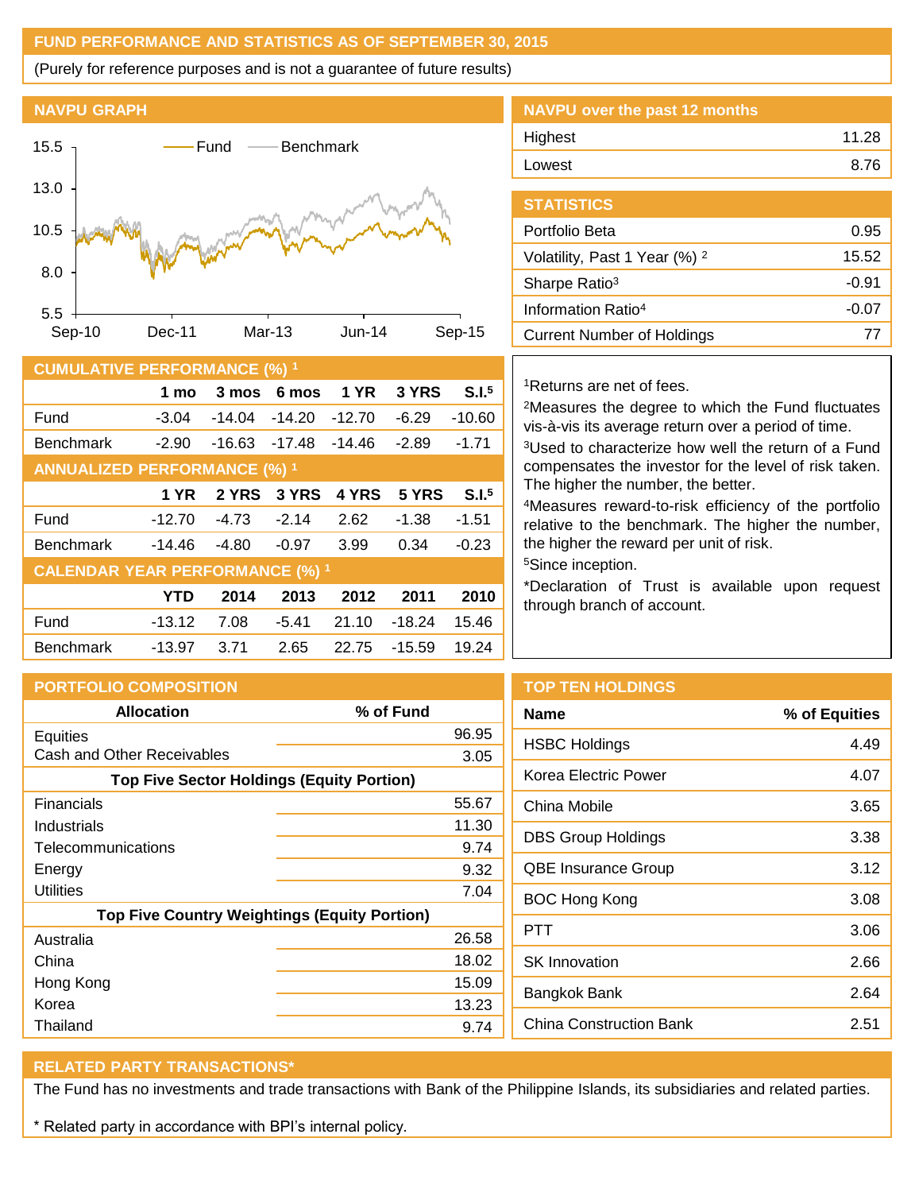## FUND PERFORMANCE AND STATISTICS AS OF SEPTEMBER 30, 2015

(Purely for reference purposes and is not a guarantee of future results)

### NAVPU GRAPH

Fund — Benchmark

15.5, 13.0, 10.5, 8.0, 5.5

Sep-10, Dec-11, Mar-13, Jun-14, Sep-15

### NAVPU over the past 12 months

| | |
|---|---|
| Highest | 11.28 |
| Lowest | 8.76 |

### STATISTICS

| | |
|---|---|
| Portfolio Beta | 0.95 |
| Volatility, Past 1 Year (%) [2] | 15.52 |
| Sharpe Ratio[3] | -0.91 |
| Information Ratio[4] | -0.07 |
| Current Number of Holdings | 77 |

### CUMULATIVE PERFORMANCE (%) [1]

| | 1 mo | 3 mos | 6 mos | 1 YR | 3 YRS | S.I.[5] |
|---|---|---|---|---|---|---|
| Fund | -3.04 | -14.04 | -14.20 | -12.70 | -6.29 | -10.60 |
| Benchmark | -2.90 | -16.63 | -17.48 | -14.46 | -2.89 | -1.71 |

### ANNUALIZED PERFORMANCE (%) [1]

| | 1 YR | 2 YRS | 3 YRS | 4 YRS | 5 YRS | S.I.[5] |
|---|---|---|---|---|---|---|
| Fund | -12.70 | -4.73 | -2.14 | 2.62 | -1.38 | -1.51 |
| Benchmark | -14.46 | -4.80 | -0.97 | 3.99 | 0.34 | -0.23 |

### CALENDAR YEAR PERFORMANCE (%) [1]

| | YTD | 2014 | 2013 | 2012 | 2011 | 2010 |
|---|---|---|---|---|---|---|
| Fund | -13.12 | 7.08 | -5.41 | 21.10 | -18.24 | 15.46 |
| Benchmark | -13.97 | 3.71 | 2.65 | 22.75 | -15.59 | 19.24 |

[1]Returns are net of fees.

[2]Measures the degree to which the Fund fluctuates vis-à-vis its average return over a period of time.

[3]Used to characterize how well the return of a Fund compensates the investor for the level of risk taken. The higher the number, the better.

[4]Measures reward-to-risk efficiency of the portfolio relative to the benchmark. The higher the number, the higher the reward per unit of risk.

[5]Since inception.

*Declaration of Trust is available upon request through branch of account.

### PORTFOLIO COMPOSITION

| Allocation | % of Fund |
|---|---|
| Equities | 96.95 |
| Cash and Other Receivables | 3.05 |
| **Top Five Sector Holdings (Equity Portion)** | |
| Financials | 55.67 |
| Industrials | 11.30 |
| Telecommunications | 9.74 |
| Energy | 9.32 |
| Utilities | 7.04 |
| **Top Five Country Weightings (Equity Portion)** | |
| Australia | 26.58 |
| China | 18.02 |
| Hong Kong | 15.09 |
| Korea | 13.23 |
| Thailand | 9.74 |

### TOP TEN HOLDINGS

| Name | % of Equities |
|---|---|
| HSBC Holdings | 4.49 |
| Korea Electric Power | 4.07 |
| China Mobile | 3.65 |
| DBS Group Holdings | 3.38 |
| QBE Insurance Group | 3.12 |
| BOC Hong Kong | 3.08 |
| PTT | 3.06 |
| SK Innovation | 2.66 |
| Bangkok Bank | 2.64 |
| China Construction Bank | 2.51 |

### RELATED PARTY TRANSACTIONS*

The Fund has no investments and trade transactions with Bank of the Philippine Islands, its subsidiaries and related parties.

* Related party in accordance with BPI's internal policy.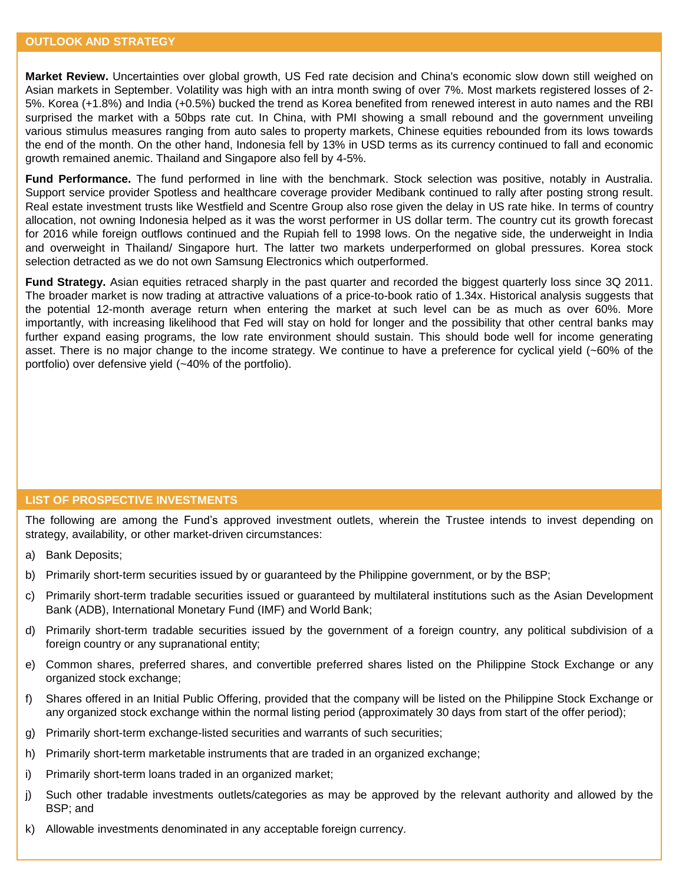## OUTLOOK AND STRATEGY

**Market Review.** Uncertainties over global growth, US Fed rate decision and China's economic slow down still weighed on Asian markets in September. Volatility was high with an intra month swing of over 7%. Most markets registered losses of 2-5%. Korea (+1.8%) and India (+0.5%) bucked the trend as Korea benefited from renewed interest in auto names and the RBI surprised the market with a 50bps rate cut. In China, with PMI showing a small rebound and the government unveiling various stimulus measures ranging from auto sales to property markets, Chinese equities rebounded from its lows towards the end of the month. On the other hand, Indonesia fell by 13% in USD terms as its currency continued to fall and economic growth remained anemic. Thailand and Singapore also fell by 4-5%.

**Fund Performance.** The fund performed in line with the benchmark. Stock selection was positive, notably in Australia. Support service provider Spotless and healthcare coverage provider Medibank continued to rally after posting strong result. Real estate investment trusts like Westfield and Scentre Group also rose given the delay in US rate hike. In terms of country allocation, not owning Indonesia helped as it was the worst performer in US dollar term. The country cut its growth forecast for 2016 while foreign outflows continued and the Rupiah fell to 1998 lows. On the negative side, the underweight in India and overweight in Thailand/ Singapore hurt. The latter two markets underperformed on global pressures. Korea stock selection detracted as we do not own Samsung Electronics which outperformed.

**Fund Strategy.** Asian equities retraced sharply in the past quarter and recorded the biggest quarterly loss since 3Q 2011. The broader market is now trading at attractive valuations of a price-to-book ratio of 1.34x. Historical analysis suggests that the potential 12-month average return when entering the market at such level can be as much as over 60%. More importantly, with increasing likelihood that Fed will stay on hold for longer and the possibility that other central banks may further expand easing programs, the low rate environment should sustain. This should bode well for income generating asset. There is no major change to the income strategy. We continue to have a preference for cyclical yield (~60% of the portfolio) over defensive yield (~40% of the portfolio).

## LIST OF PROSPECTIVE INVESTMENTS

The following are among the Fund's approved investment outlets, wherein the Trustee intends to invest depending on strategy, availability, or other market-driven circumstances:

a) Bank Deposits;

b) Primarily short-term securities issued by or guaranteed by the Philippine government, or by the BSP;

c) Primarily short-term tradable securities issued or guaranteed by multilateral institutions such as the Asian Development Bank (ADB), International Monetary Fund (IMF) and World Bank;

d) Primarily short-term tradable securities issued by the government of a foreign country, any political subdivision of a foreign country or any supranational entity;

e) Common shares, preferred shares, and convertible preferred shares listed on the Philippine Stock Exchange or any organized stock exchange;

f) Shares offered in an Initial Public Offering, provided that the company will be listed on the Philippine Stock Exchange or any organized stock exchange within the normal listing period (approximately 30 days from start of the offer period);

g) Primarily short-term exchange-listed securities and warrants of such securities;

h) Primarily short-term marketable instruments that are traded in an organized exchange;

i) Primarily short-term loans traded in an organized market;

j) Such other tradable investments outlets/categories as may be approved by the relevant authority and allowed by the BSP; and

k) Allowable investments denominated in any acceptable foreign currency.